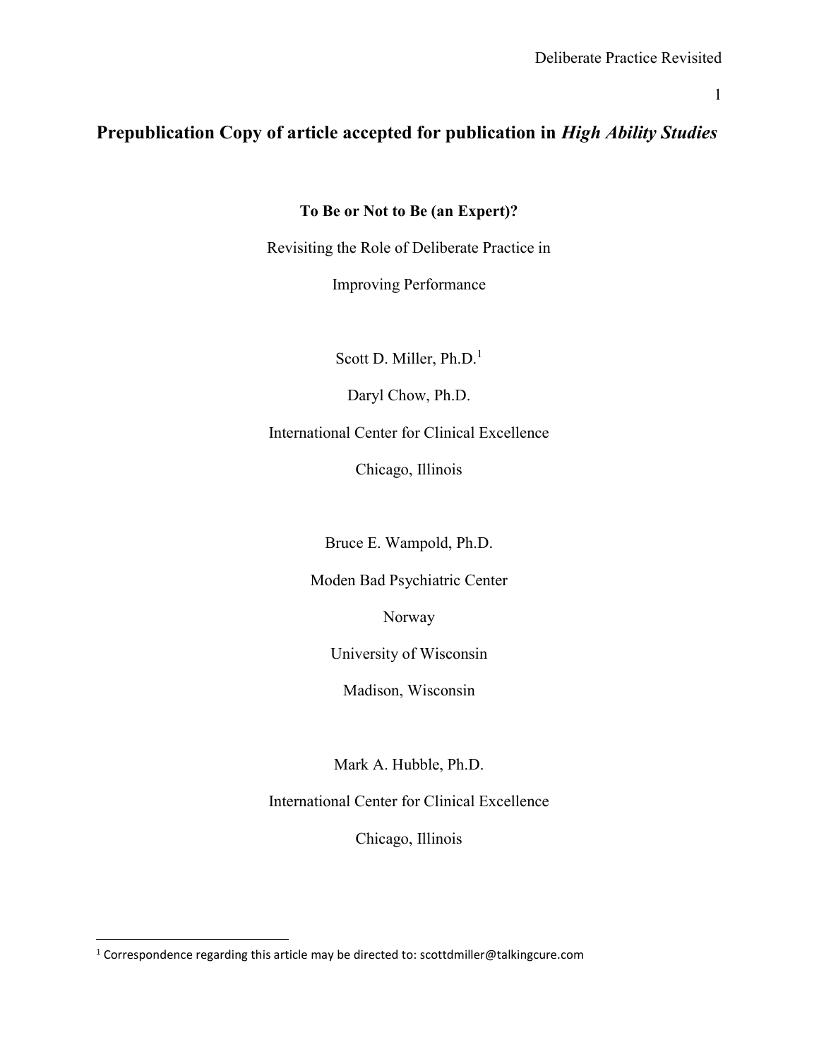**Prepublication Copy of article accepted for publication in *High Ability Studies***

# To Be or Not to Be (an Expert)?

Revisiting the Role of Deliberate Practice in

Improving Performance

Scott D. Miller, Ph.D.[1]

Daryl Chow, Ph.D.

International Center for Clinical Excellence

Chicago, Illinois

Bruce E. Wampold, Ph.D.

Moden Bad Psychiatric Center

Norway

University of Wisconsin

Madison, Wisconsin

Mark A. Hubble, Ph.D.

International Center for Clinical Excellence

Chicago, Illinois

---

[1] Correspondence regarding this article may be directed to: scottdmiller@talkingcure.com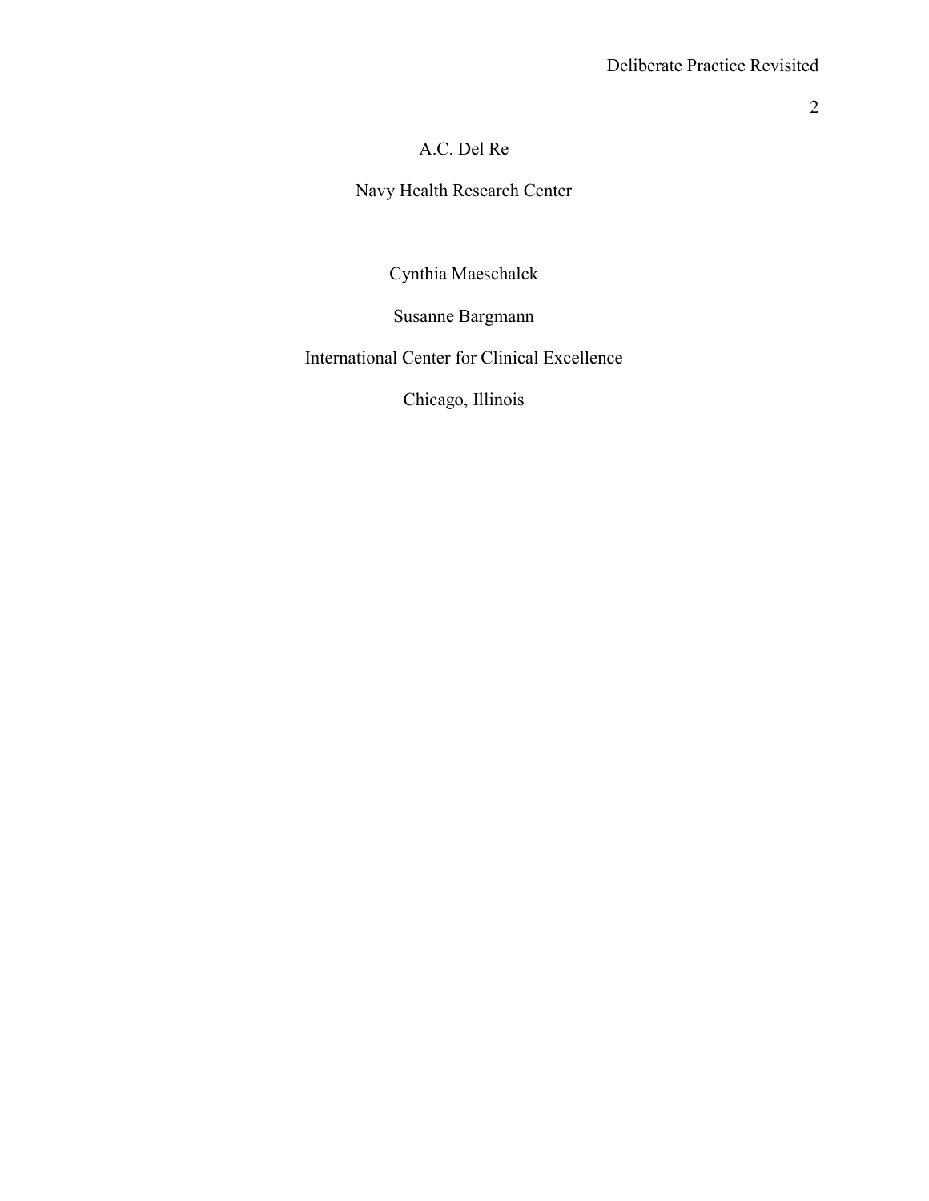A.C. Del Re

Navy Health Research Center

Cynthia Maeschalck

Susanne Bargmann

International Center for Clinical Excellence

Chicago, Illinois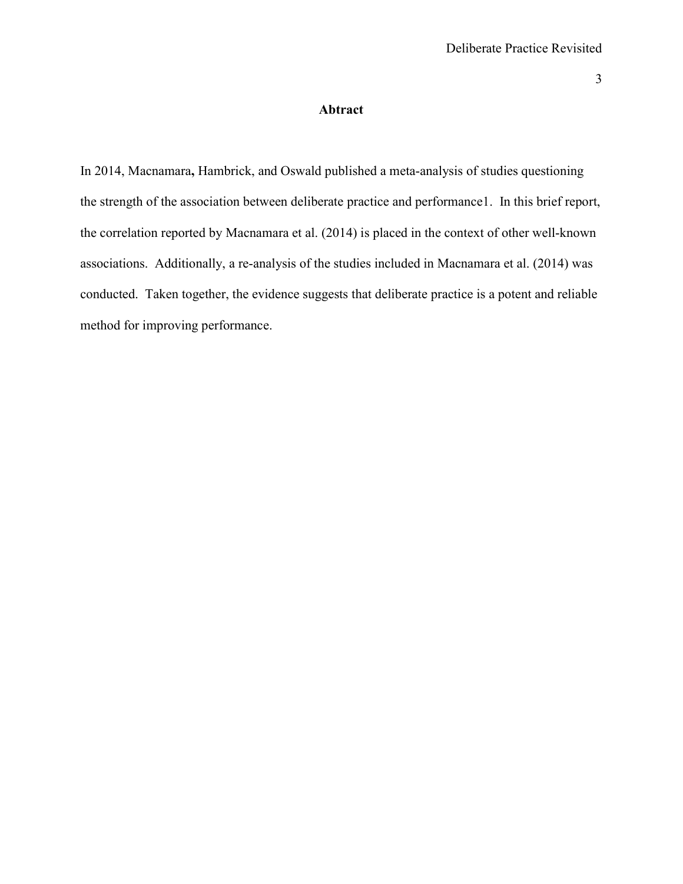# Abtract

In 2014, Macnamara**,** Hambrick, and Oswald published a meta-analysis of studies questioning the strength of the association between deliberate practice and performance1. In this brief report, the correlation reported by Macnamara et al. (2014) is placed in the context of other well-known associations. Additionally, a re-analysis of the studies included in Macnamara et al. (2014) was conducted. Taken together, the evidence suggests that deliberate practice is a potent and reliable method for improving performance.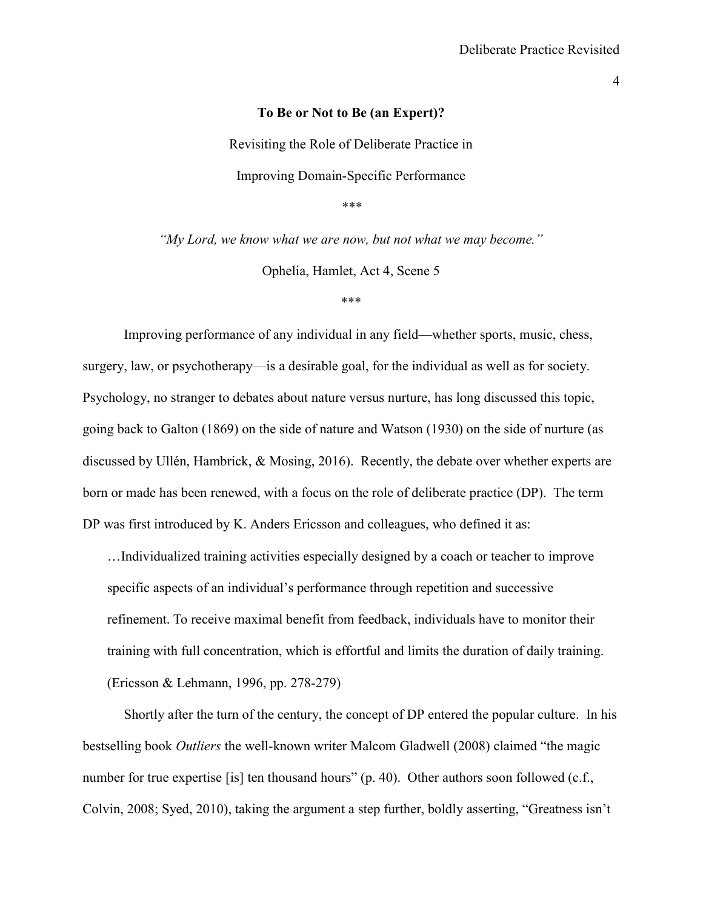**To Be or Not to Be (an Expert)?**

Revisiting the Role of Deliberate Practice in

Improving Domain-Specific Performance

\*\*\*

*"My Lord, we know what we are now, but not what we may become."*

Ophelia, Hamlet, Act 4, Scene 5

\*\*\*

Improving performance of any individual in any field—whether sports, music, chess, surgery, law, or psychotherapy—is a desirable goal, for the individual as well as for society. Psychology, no stranger to debates about nature versus nurture, has long discussed this topic, going back to Galton (1869) on the side of nature and Watson (1930) on the side of nurture (as discussed by Ullén, Hambrick, & Mosing, 2016). Recently, the debate over whether experts are born or made has been renewed, with a focus on the role of deliberate practice (DP). The term DP was first introduced by K. Anders Ericsson and colleagues, who defined it as:

> …Individualized training activities especially designed by a coach or teacher to improve specific aspects of an individual's performance through repetition and successive refinement. To receive maximal benefit from feedback, individuals have to monitor their training with full concentration, which is effortful and limits the duration of daily training. (Ericsson & Lehmann, 1996, pp. 278-279)

Shortly after the turn of the century, the concept of DP entered the popular culture. In his bestselling book *Outliers* the well-known writer Malcom Gladwell (2008) claimed "the magic number for true expertise [is] ten thousand hours" (p. 40). Other authors soon followed (c.f., Colvin, 2008; Syed, 2010), taking the argument a step further, boldly asserting, "Greatness isn't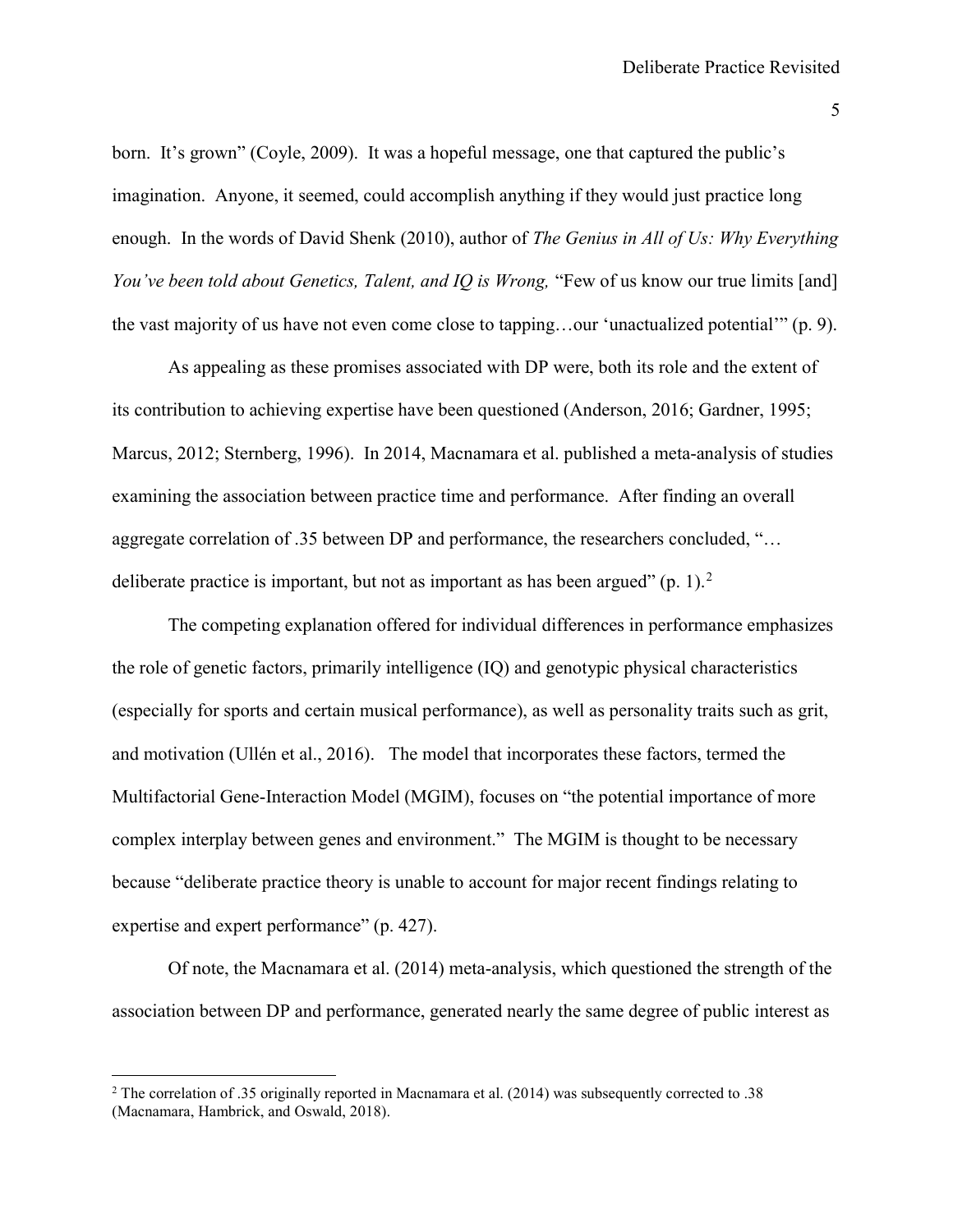born. It's grown" (Coyle, 2009). It was a hopeful message, one that captured the public's imagination. Anyone, it seemed, could accomplish anything if they would just practice long enough. In the words of David Shenk (2010), author of *The Genius in All of Us: Why Everything You've been told about Genetics, Talent, and IQ is Wrong,* "Few of us know our true limits [and] the vast majority of us have not even come close to tapping…our 'unactualized potential'" (p. 9).

As appealing as these promises associated with DP were, both its role and the extent of its contribution to achieving expertise have been questioned (Anderson, 2016; Gardner, 1995; Marcus, 2012; Sternberg, 1996). In 2014, Macnamara et al. published a meta-analysis of studies examining the association between practice time and performance. After finding an overall aggregate correlation of .35 between DP and performance, the researchers concluded, "…deliberate practice is important, but not as important as has been argued" (p. 1).[2]

The competing explanation offered for individual differences in performance emphasizes the role of genetic factors, primarily intelligence (IQ) and genotypic physical characteristics (especially for sports and certain musical performance), as well as personality traits such as grit, and motivation (Ullén et al., 2016). The model that incorporates these factors, termed the Multifactorial Gene-Interaction Model (MGIM), focuses on "the potential importance of more complex interplay between genes and environment." The MGIM is thought to be necessary because "deliberate practice theory is unable to account for major recent findings relating to expertise and expert performance" (p. 427).

Of note, the Macnamara et al. (2014) meta-analysis, which questioned the strength of the association between DP and performance, generated nearly the same degree of public interest as

---

[2] The correlation of .35 originally reported in Macnamara et al. (2014) was subsequently corrected to .38 (Macnamara, Hambrick, and Oswald, 2018).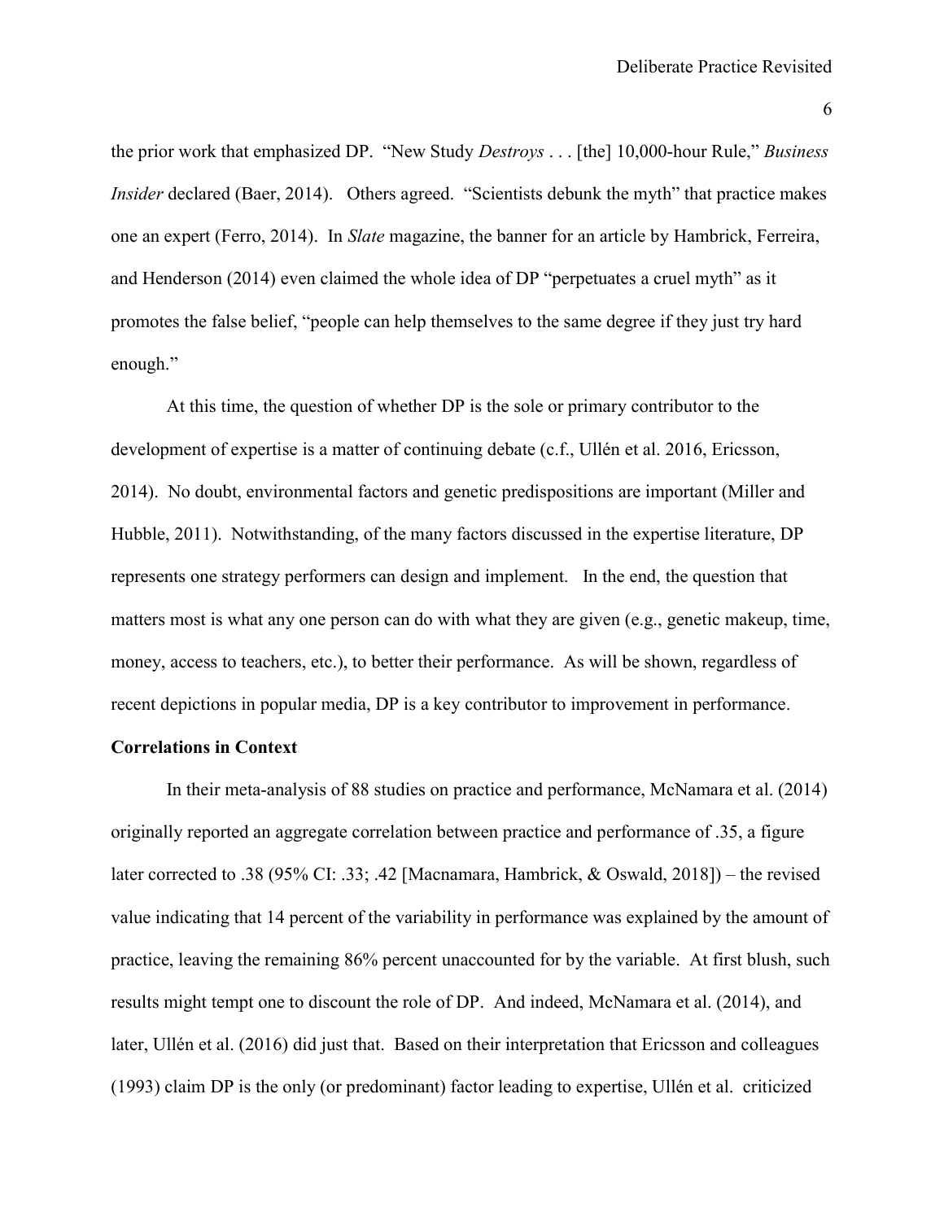the prior work that emphasized DP. "New Study *Destroys* . . . [the] 10,000-hour Rule," *Business Insider* declared (Baer, 2014). Others agreed. "Scientists debunk the myth" that practice makes one an expert (Ferro, 2014). In *Slate* magazine, the banner for an article by Hambrick, Ferreira, and Henderson (2014) even claimed the whole idea of DP "perpetuates a cruel myth" as it promotes the false belief, "people can help themselves to the same degree if they just try hard enough."

At this time, the question of whether DP is the sole or primary contributor to the development of expertise is a matter of continuing debate (c.f., Ullén et al. 2016, Ericsson, 2014). No doubt, environmental factors and genetic predispositions are important (Miller and Hubble, 2011). Notwithstanding, of the many factors discussed in the expertise literature, DP represents one strategy performers can design and implement. In the end, the question that matters most is what any one person can do with what they are given (e.g., genetic makeup, time, money, access to teachers, etc.), to better their performance. As will be shown, regardless of recent depictions in popular media, DP is a key contributor to improvement in performance.

**Correlations in Context**

In their meta-analysis of 88 studies on practice and performance, McNamara et al. (2014) originally reported an aggregate correlation between practice and performance of .35, a figure later corrected to .38 (95% CI: .33; .42 [Macnamara, Hambrick, & Oswald, 2018]) – the revised value indicating that 14 percent of the variability in performance was explained by the amount of practice, leaving the remaining 86% percent unaccounted for by the variable. At first blush, such results might tempt one to discount the role of DP. And indeed, McNamara et al. (2014), and later, Ullén et al. (2016) did just that. Based on their interpretation that Ericsson and colleagues (1993) claim DP is the only (or predominant) factor leading to expertise, Ullén et al. criticized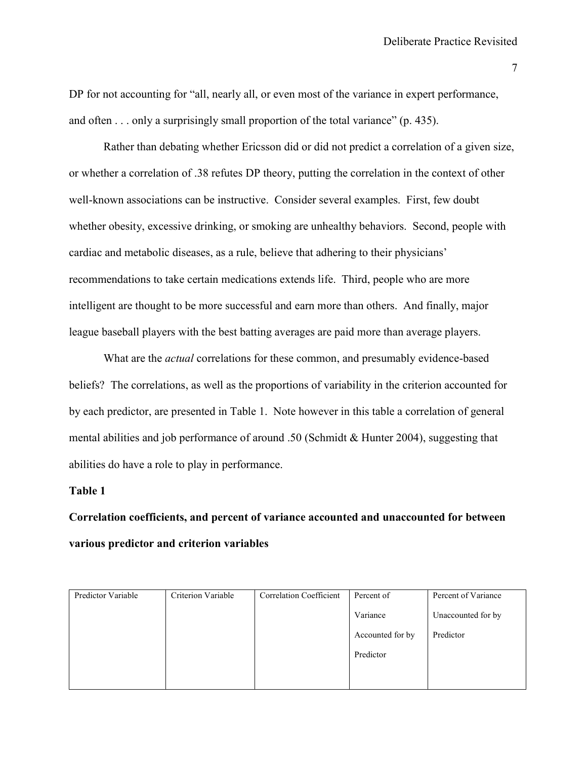DP for not accounting for "all, nearly all, or even most of the variance in expert performance, and often . . . only a surprisingly small proportion of the total variance" (p. 435).

Rather than debating whether Ericsson did or did not predict a correlation of a given size, or whether a correlation of .38 refutes DP theory, putting the correlation in the context of other well-known associations can be instructive. Consider several examples. First, few doubt whether obesity, excessive drinking, or smoking are unhealthy behaviors. Second, people with cardiac and metabolic diseases, as a rule, believe that adhering to their physicians' recommendations to take certain medications extends life. Third, people who are more intelligent are thought to be more successful and earn more than others. And finally, major league baseball players with the best batting averages are paid more than average players.

What are the *actual* correlations for these common, and presumably evidence-based beliefs? The correlations, as well as the proportions of variability in the criterion accounted for by each predictor, are presented in Table 1. Note however in this table a correlation of general mental abilities and job performance of around .50 (Schmidt & Hunter 2004), suggesting that abilities do have a role to play in performance.

**Table 1**

**Correlation coefficients, and percent of variance accounted and unaccounted for between various predictor and criterion variables**

| Predictor Variable | Criterion Variable | Correlation Coefficient | Percent of Variance Accounted for by Predictor | Percent of Variance Unaccounted for by Predictor |
|---|---|---|---|---|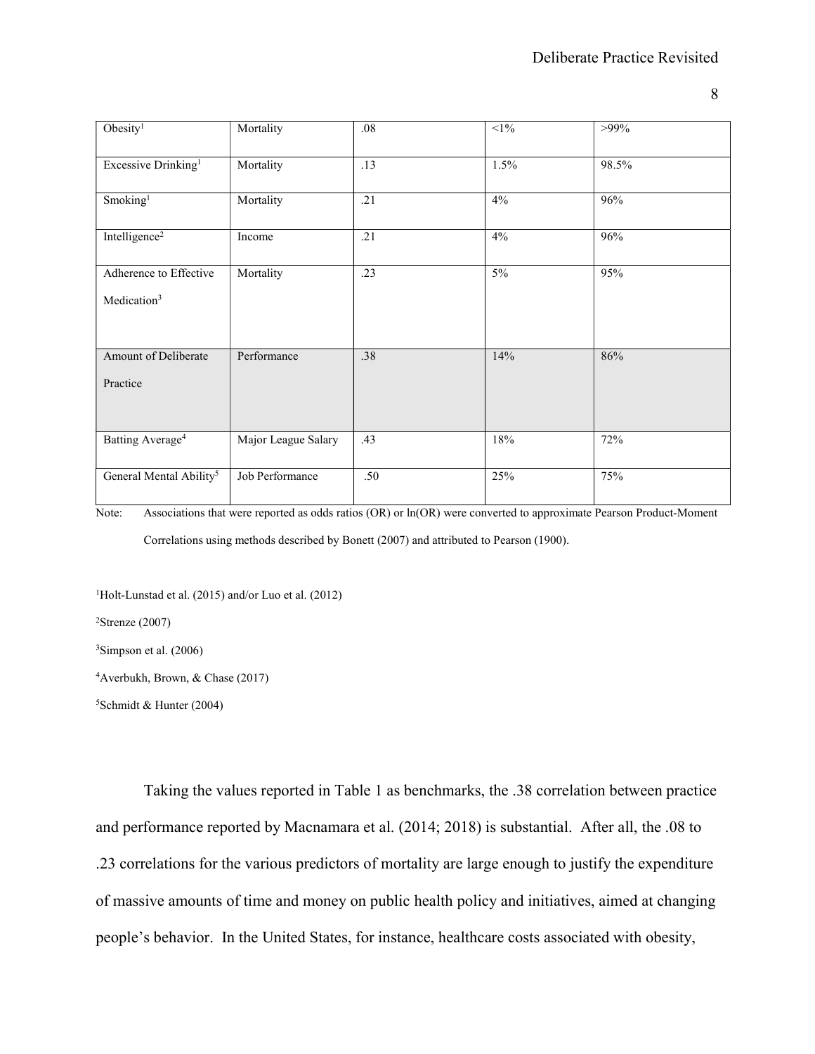| | | | | |
|---|---|---|---|---|
| Obesity[1] | Mortality | .08 | <1% | >99% |
| Excessive Drinking[1] | Mortality | .13 | 1.5% | 98.5% |
| Smoking[1] | Mortality | .21 | 4% | 96% |
| Intelligence[2] | Income | .21 | 4% | 96% |
| Adherence to Effective Medication[3] | Mortality | .23 | 5% | 95% |
| Amount of Deliberate Practice | Performance | .38 | 14% | 86% |
| Batting Average[4] | Major League Salary | .43 | 18% | 72% |
| General Mental Ability[5] | Job Performance | .50 | 25% | 75% |

Note: Associations that were reported as odds ratios (OR) or ln(OR) were converted to approximate Pearson Product-Moment Correlations using methods described by Bonett (2007) and attributed to Pearson (1900).

[1]Holt-Lunstad et al. (2015) and/or Luo et al. (2012)

[2]Strenze (2007)

[3]Simpson et al. (2006)

[4]Averbukh, Brown, & Chase (2017)

[5]Schmidt & Hunter (2004)

Taking the values reported in Table 1 as benchmarks, the .38 correlation between practice and performance reported by Macnamara et al. (2014; 2018) is substantial. After all, the .08 to .23 correlations for the various predictors of mortality are large enough to justify the expenditure of massive amounts of time and money on public health policy and initiatives, aimed at changing people's behavior. In the United States, for instance, healthcare costs associated with obesity,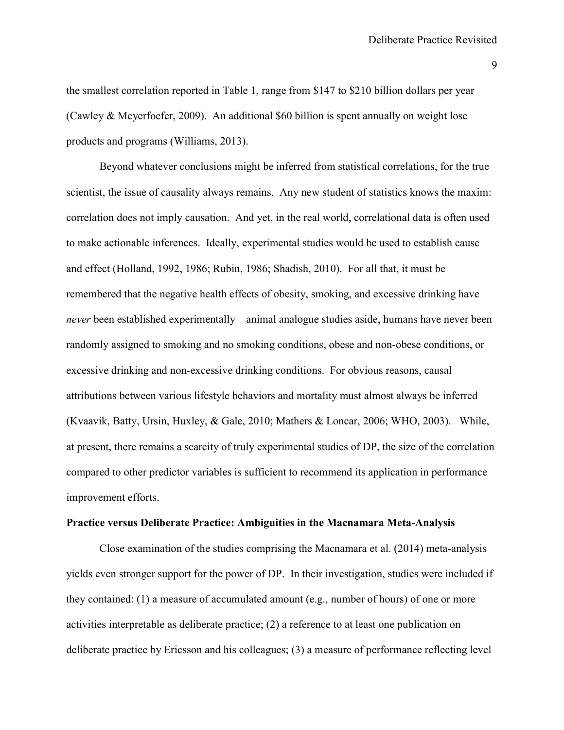the smallest correlation reported in Table 1, range from $147 to $210 billion dollars per year (Cawley & Meyerfoefer, 2009). An additional $60 billion is spent annually on weight lose products and programs (Williams, 2013).

Beyond whatever conclusions might be inferred from statistical correlations, for the true scientist, the issue of causality always remains. Any new student of statistics knows the maxim: correlation does not imply causation. And yet, in the real world, correlational data is often used to make actionable inferences. Ideally, experimental studies would be used to establish cause and effect (Holland, 1992, 1986; Rubin, 1986; Shadish, 2010). For all that, it must be remembered that the negative health effects of obesity, smoking, and excessive drinking have *never* been established experimentally—animal analogue studies aside, humans have never been randomly assigned to smoking and no smoking conditions, obese and non-obese conditions, or excessive drinking and non-excessive drinking conditions. For obvious reasons, causal attributions between various lifestyle behaviors and mortality must almost always be inferred (Kvaavik, Batty, Ursin, Huxley, & Gale, 2010; Mathers & Loncar, 2006; WHO, 2003). While, at present, there remains a scarcity of truly experimental studies of DP, the size of the correlation compared to other predictor variables is sufficient to recommend its application in performance improvement efforts.

**Practice versus Deliberate Practice: Ambiguities in the Macnamara Meta-Analysis**

Close examination of the studies comprising the Macnamara et al. (2014) meta-analysis yields even stronger support for the power of DP. In their investigation, studies were included if they contained: (1) a measure of accumulated amount (e.g., number of hours) of one or more activities interpretable as deliberate practice; (2) a reference to at least one publication on deliberate practice by Ericsson and his colleagues; (3) a measure of performance reflecting level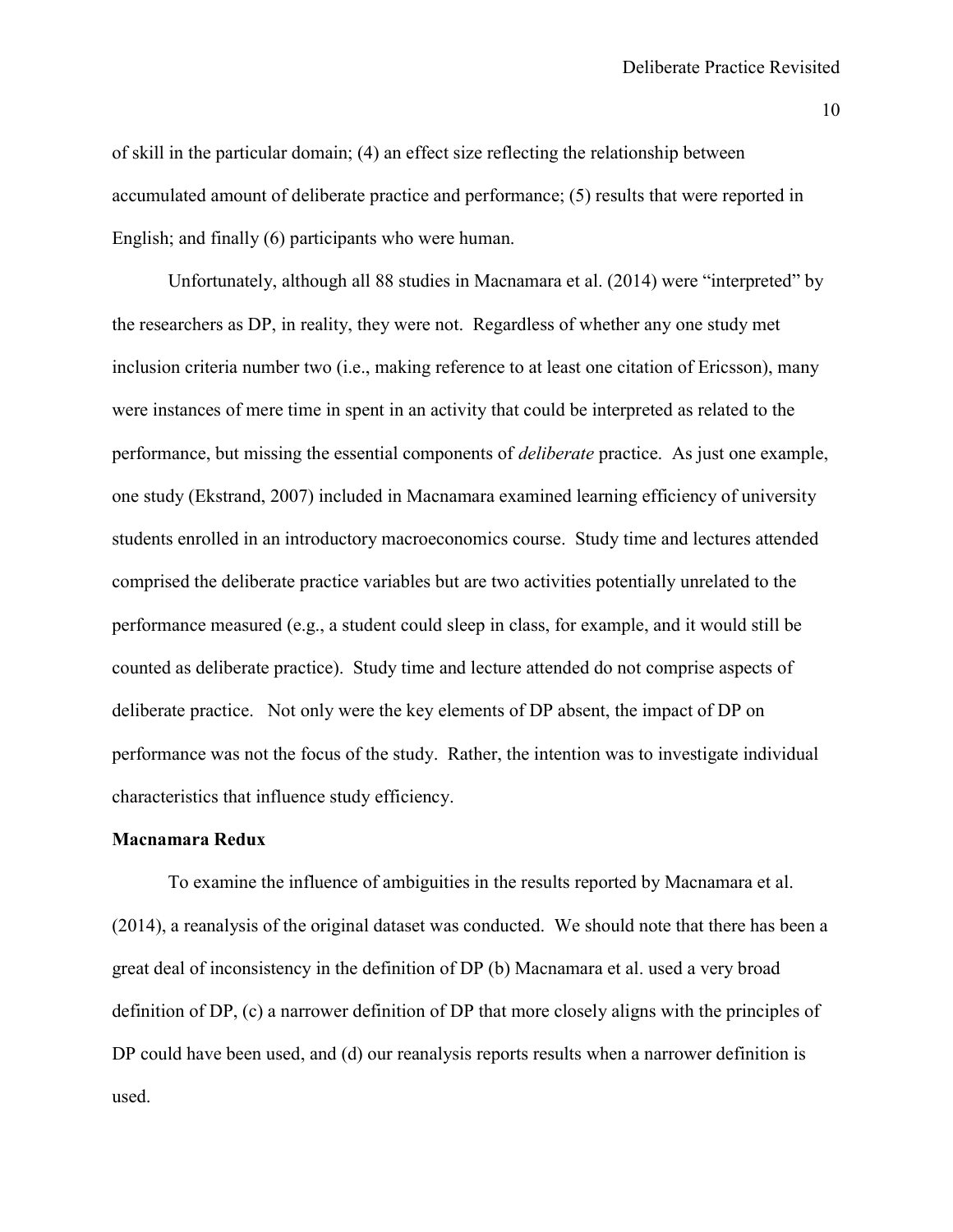of skill in the particular domain; (4) an effect size reflecting the relationship between accumulated amount of deliberate practice and performance; (5) results that were reported in English; and finally (6) participants who were human.

Unfortunately, although all 88 studies in Macnamara et al. (2014) were "interpreted" by the researchers as DP, in reality, they were not. Regardless of whether any one study met inclusion criteria number two (i.e., making reference to at least one citation of Ericsson), many were instances of mere time in spent in an activity that could be interpreted as related to the performance, but missing the essential components of *deliberate* practice. As just one example, one study (Ekstrand, 2007) included in Macnamara examined learning efficiency of university students enrolled in an introductory macroeconomics course. Study time and lectures attended comprised the deliberate practice variables but are two activities potentially unrelated to the performance measured (e.g., a student could sleep in class, for example, and it would still be counted as deliberate practice). Study time and lecture attended do not comprise aspects of deliberate practice. Not only were the key elements of DP absent, the impact of DP on performance was not the focus of the study. Rather, the intention was to investigate individual characteristics that influence study efficiency.

**Macnamara Redux**

To examine the influence of ambiguities in the results reported by Macnamara et al. (2014), a reanalysis of the original dataset was conducted. We should note that there has been a great deal of inconsistency in the definition of DP (b) Macnamara et al. used a very broad definition of DP, (c) a narrower definition of DP that more closely aligns with the principles of DP could have been used, and (d) our reanalysis reports results when a narrower definition is used.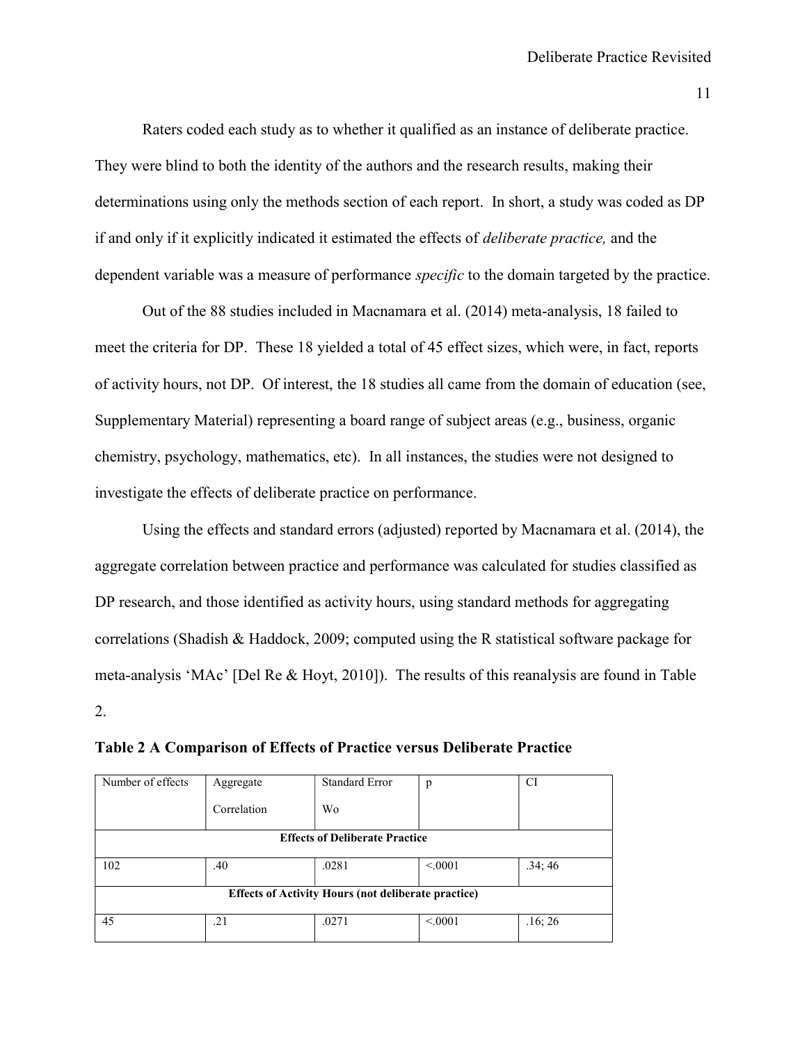Raters coded each study as to whether it qualified as an instance of deliberate practice. They were blind to both the identity of the authors and the research results, making their determinations using only the methods section of each report. In short, a study was coded as DP if and only if it explicitly indicated it estimated the effects of *deliberate practice,* and the dependent variable was a measure of performance *specific* to the domain targeted by the practice.

Out of the 88 studies included in Macnamara et al. (2014) meta-analysis, 18 failed to meet the criteria for DP. These 18 yielded a total of 45 effect sizes, which were, in fact, reports of activity hours, not DP. Of interest, the 18 studies all came from the domain of education (see, Supplementary Material) representing a board range of subject areas (e.g., business, organic chemistry, psychology, mathematics, etc). In all instances, the studies were not designed to investigate the effects of deliberate practice on performance.

Using the effects and standard errors (adjusted) reported by Macnamara et al. (2014), the aggregate correlation between practice and performance was calculated for studies classified as DP research, and those identified as activity hours, using standard methods for aggregating correlations (Shadish & Haddock, 2009; computed using the R statistical software package for meta-analysis 'MAc' [Del Re & Hoyt, 2010]). The results of this reanalysis are found in Table 2.

**Table 2 A Comparison of Effects of Practice versus Deliberate Practice**

| Number of effects | Aggregate Correlation | Standard Error Wo | p | CI |
|---|---|---|---|---|
| **Effects of Deliberate Practice** | | | | |
| 102 | .40 | .0281 | <.0001 | .34; 46 |
| **Effects of Activity Hours (not deliberate practice)** | | | | |
| 45 | .21 | .0271 | <.0001 | .16; 26 |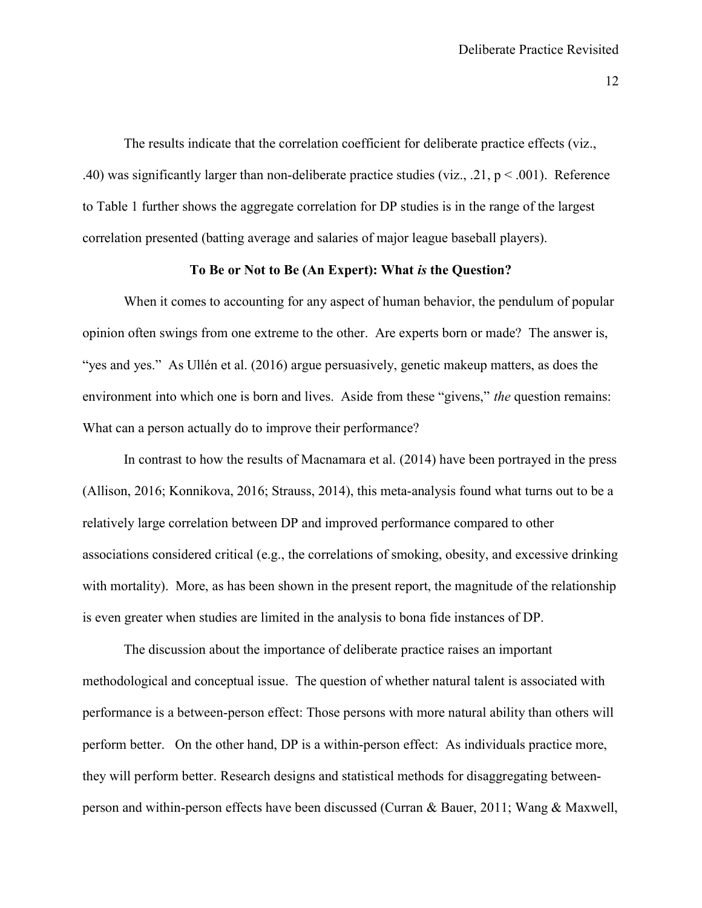The results indicate that the correlation coefficient for deliberate practice effects (viz., .40) was significantly larger than non-deliberate practice studies (viz., .21, $p < .001$). Reference to Table 1 further shows the aggregate correlation for DP studies is in the range of the largest correlation presented (batting average and salaries of major league baseball players).

## To Be or Not to Be (An Expert): What *is* the Question?

When it comes to accounting for any aspect of human behavior, the pendulum of popular opinion often swings from one extreme to the other. Are experts born or made? The answer is, "yes and yes." As Ullén et al. (2016) argue persuasively, genetic makeup matters, as does the environment into which one is born and lives. Aside from these "givens," *the* question remains: What can a person actually do to improve their performance?

In contrast to how the results of Macnamara et al. (2014) have been portrayed in the press (Allison, 2016; Konnikova, 2016; Strauss, 2014), this meta-analysis found what turns out to be a relatively large correlation between DP and improved performance compared to other associations considered critical (e.g., the correlations of smoking, obesity, and excessive drinking with mortality). More, as has been shown in the present report, the magnitude of the relationship is even greater when studies are limited in the analysis to bona fide instances of DP.

The discussion about the importance of deliberate practice raises an important methodological and conceptual issue. The question of whether natural talent is associated with performance is a between-person effect: Those persons with more natural ability than others will perform better. On the other hand, DP is a within-person effect: As individuals practice more, they will perform better. Research designs and statistical methods for disaggregating between-person and within-person effects have been discussed (Curran & Bauer, 2011; Wang & Maxwell,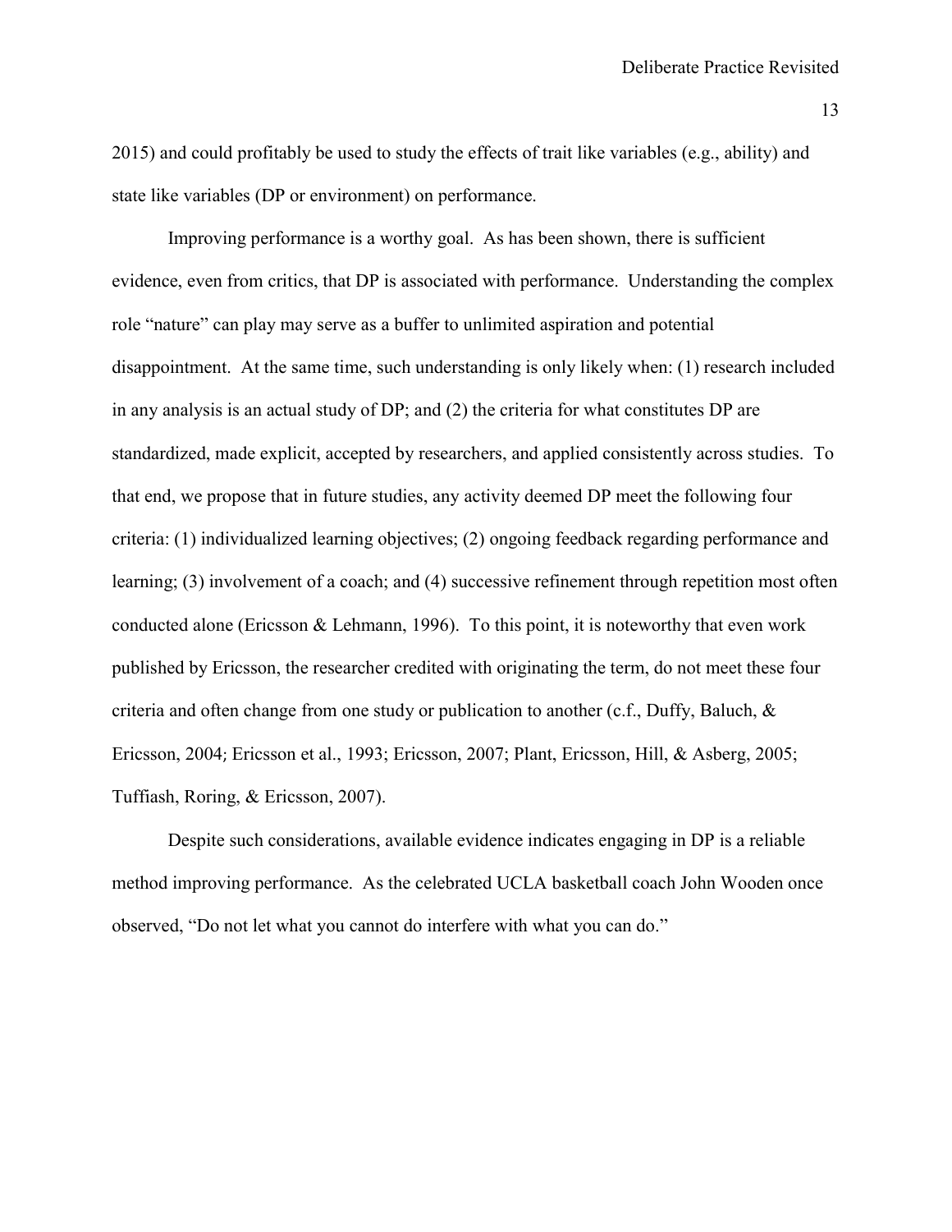2015) and could profitably be used to study the effects of trait like variables (e.g., ability) and state like variables (DP or environment) on performance.

Improving performance is a worthy goal. As has been shown, there is sufficient evidence, even from critics, that DP is associated with performance. Understanding the complex role "nature" can play may serve as a buffer to unlimited aspiration and potential disappointment. At the same time, such understanding is only likely when: (1) research included in any analysis is an actual study of DP; and (2) the criteria for what constitutes DP are standardized, made explicit, accepted by researchers, and applied consistently across studies. To that end, we propose that in future studies, any activity deemed DP meet the following four criteria: (1) individualized learning objectives; (2) ongoing feedback regarding performance and learning; (3) involvement of a coach; and (4) successive refinement through repetition most often conducted alone (Ericsson & Lehmann, 1996). To this point, it is noteworthy that even work published by Ericsson, the researcher credited with originating the term, do not meet these four criteria and often change from one study or publication to another (c.f., Duffy, Baluch, & Ericsson, 2004; Ericsson et al., 1993; Ericsson, 2007; Plant, Ericsson, Hill, & Asberg, 2005; Tuffiash, Roring, & Ericsson, 2007).

Despite such considerations, available evidence indicates engaging in DP is a reliable method improving performance. As the celebrated UCLA basketball coach John Wooden once observed, "Do not let what you cannot do interfere with what you can do."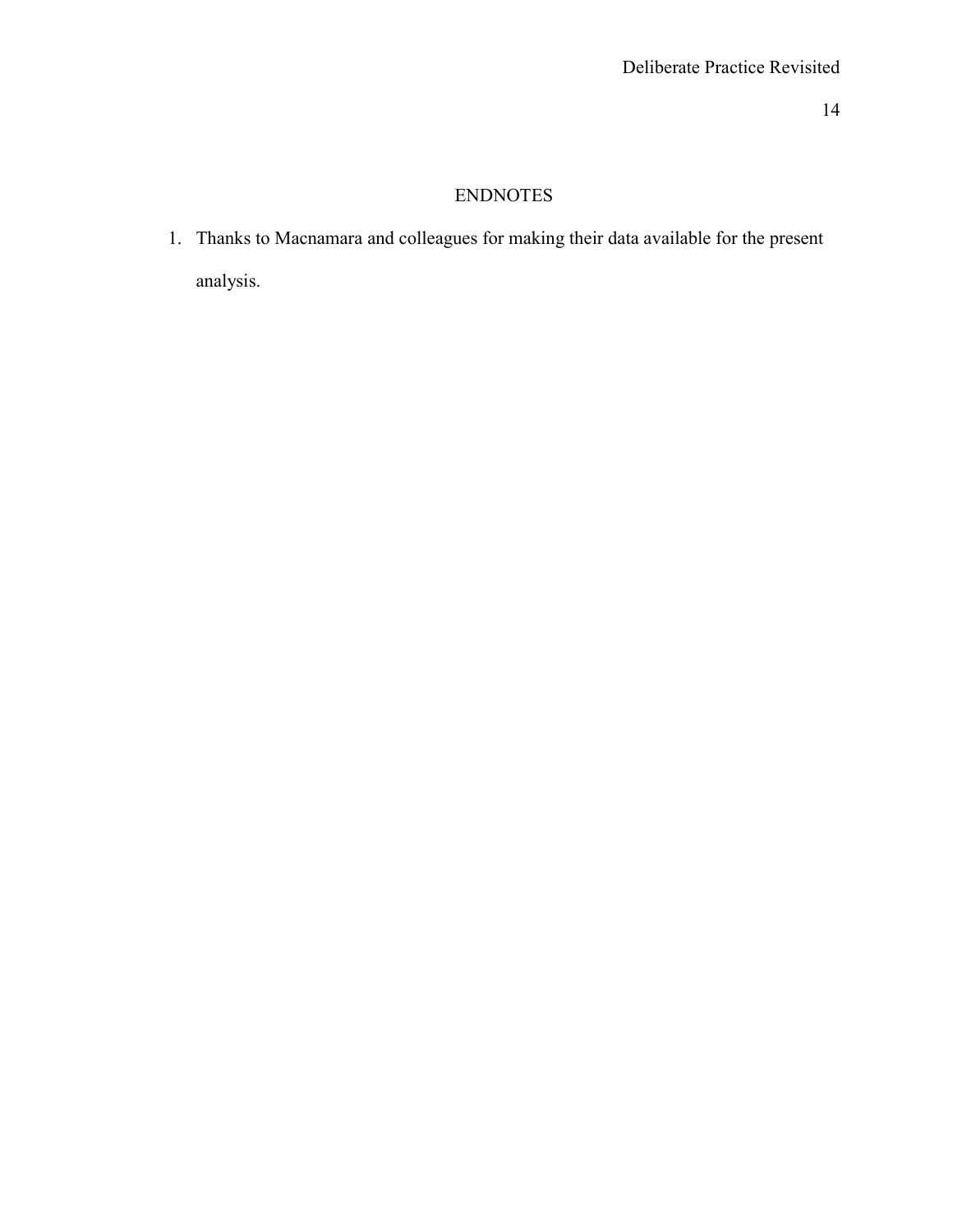# ENDNOTES

1. Thanks to Macnamara and colleagues for making their data available for the present analysis.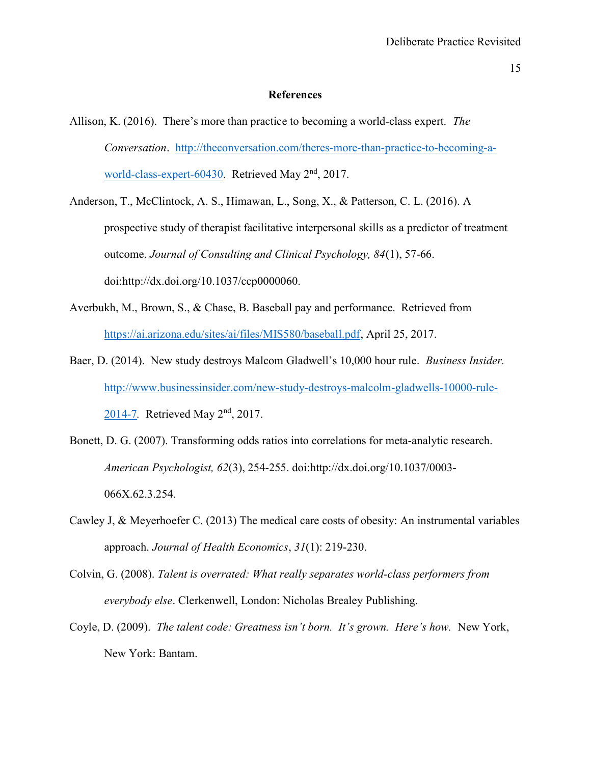**References**

Allison, K. (2016). There's more than practice to becoming a world-class expert. *The Conversation*. http://theconversation.com/theres-more-than-practice-to-becoming-a-world-class-expert-60430. Retrieved May 2nd, 2017.

Anderson, T., McClintock, A. S., Himawan, L., Song, X., & Patterson, C. L. (2016). A prospective study of therapist facilitative interpersonal skills as a predictor of treatment outcome. *Journal of Consulting and Clinical Psychology, 84*(1), 57-66. doi:http://dx.doi.org/10.1037/ccp0000060.

Averbukh, M., Brown, S., & Chase, B. Baseball pay and performance. Retrieved from https://ai.arizona.edu/sites/ai/files/MIS580/baseball.pdf, April 25, 2017.

Baer, D. (2014). New study destroys Malcom Gladwell's 10,000 hour rule. *Business Insider.* http://www.businessinsider.com/new-study-destroys-malcolm-gladwells-10000-rule-2014-7. Retrieved May 2nd, 2017.

Bonett, D. G. (2007). Transforming odds ratios into correlations for meta-analytic research. *American Psychologist, 62*(3), 254-255. doi:http://dx.doi.org/10.1037/0003-066X.62.3.254.

Cawley J, & Meyerhoefer C. (2013) The medical care costs of obesity: An instrumental variables approach. *Journal of Health Economics*, *31*(1): 219-230.

Colvin, G. (2008). *Talent is overrated: What really separates world-class performers from everybody else*. Clerkenwell, London: Nicholas Brealey Publishing.

Coyle, D. (2009). *The talent code: Greatness isn't born. It's grown. Here's how.* New York, New York: Bantam.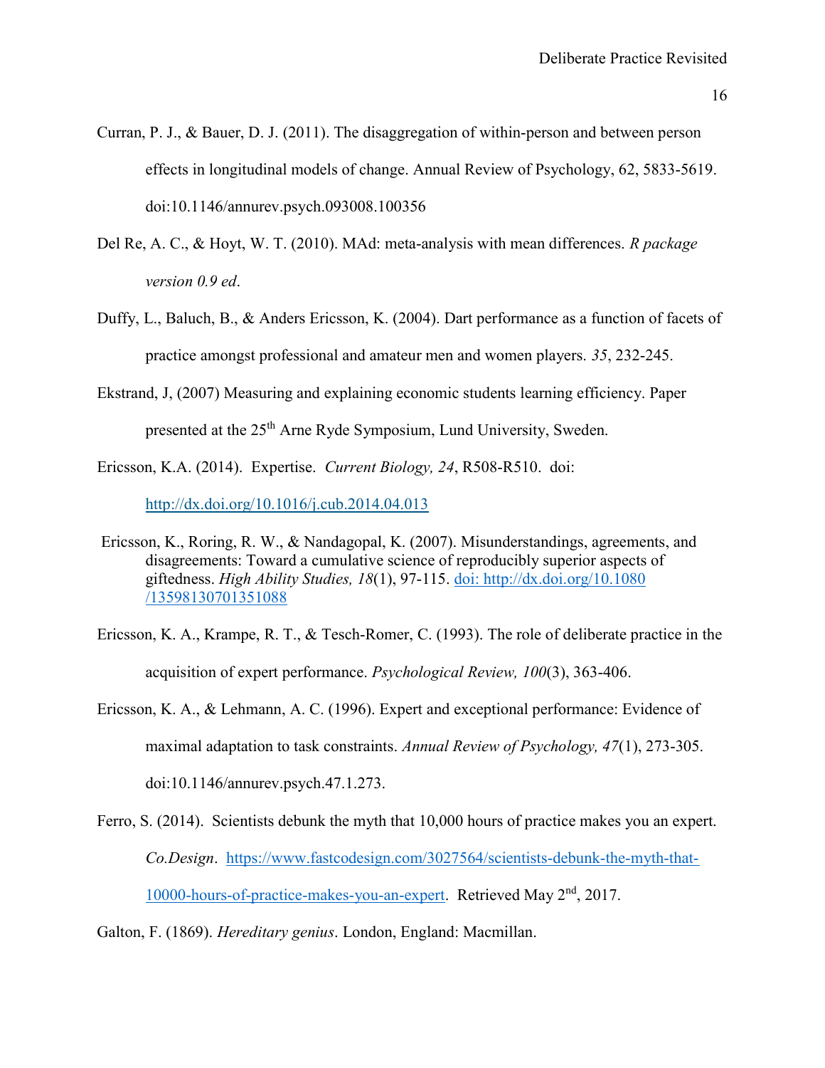Curran, P. J., & Bauer, D. J. (2011). The disaggregation of within-person and between person effects in longitudinal models of change. Annual Review of Psychology, 62, 5833-5619. doi:10.1146/annurev.psych.093008.100356

Del Re, A. C., & Hoyt, W. T. (2010). MAd: meta-analysis with mean differences. *R package version 0.9 ed*.

Duffy, L., Baluch, B., & Anders Ericsson, K. (2004). Dart performance as a function of facets of practice amongst professional and amateur men and women players. *35*, 232-245.

Ekstrand, J, (2007) Measuring and explaining economic students learning efficiency. Paper presented at the 25th Arne Ryde Symposium, Lund University, Sweden.

Ericsson, K.A. (2014). Expertise. *Current Biology, 24*, R508-R510. doi: http://dx.doi.org/10.1016/j.cub.2014.04.013

Ericsson, K., Roring, R. W., & Nandagopal, K. (2007). Misunderstandings, agreements, and disagreements: Toward a cumulative science of reproducibly superior aspects of giftedness. *High Ability Studies, 18*(1), 97-115. doi: http://dx.doi.org/10.1080/13598130701351088

Ericsson, K. A., Krampe, R. T., & Tesch-Romer, C. (1993). The role of deliberate practice in the acquisition of expert performance. *Psychological Review, 100*(3), 363-406.

Ericsson, K. A., & Lehmann, A. C. (1996). Expert and exceptional performance: Evidence of maximal adaptation to task constraints. *Annual Review of Psychology, 47*(1), 273-305. doi:10.1146/annurev.psych.47.1.273.

Ferro, S. (2014). Scientists debunk the myth that 10,000 hours of practice makes you an expert. *Co.Design*. https://www.fastcodesign.com/3027564/scientists-debunk-the-myth-that-10000-hours-of-practice-makes-you-an-expert. Retrieved May 2nd, 2017.

Galton, F. (1869). *Hereditary genius*. London, England: Macmillan.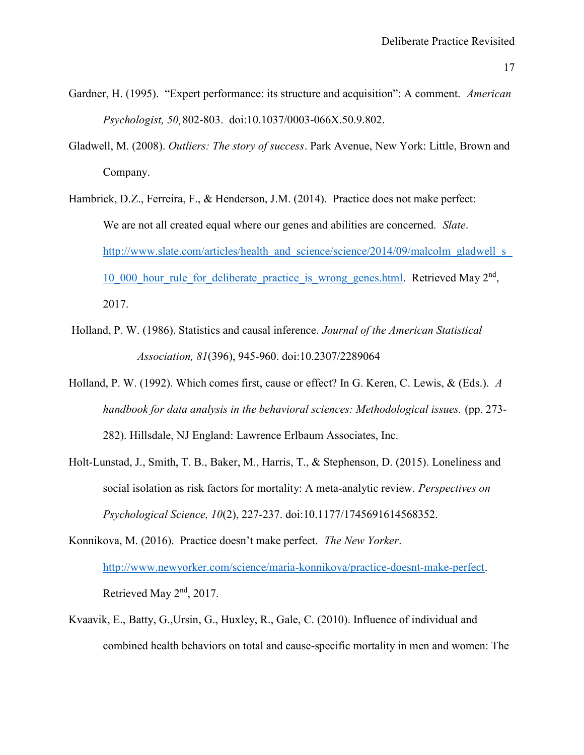Gardner, H. (1995). "Expert performance: its structure and acquisition": A comment. *American Psychologist, 50*¸ 802-803. doi:10.1037/0003-066X.50.9.802.

Gladwell, M. (2008). *Outliers: The story of success*. Park Avenue, New York: Little, Brown and Company.

Hambrick, D.Z., Ferreira, F., & Henderson, J.M. (2014). Practice does not make perfect: We are not all created equal where our genes and abilities are concerned. *Slate*. http://www.slate.com/articles/health_and_science/science/2014/09/malcolm_gladwell_s_10_000_hour_rule_for_deliberate_practice_is_wrong_genes.html. Retrieved May 2nd, 2017.

Holland, P. W. (1986). Statistics and causal inference. *Journal of the American Statistical Association, 81*(396), 945-960. doi:10.2307/2289064

Holland, P. W. (1992). Which comes first, cause or effect? In G. Keren, C. Lewis, & (Eds.). *A handbook for data analysis in the behavioral sciences: Methodological issues.* (pp. 273-282). Hillsdale, NJ England: Lawrence Erlbaum Associates, Inc.

Holt-Lunstad, J., Smith, T. B., Baker, M., Harris, T., & Stephenson, D. (2015). Loneliness and social isolation as risk factors for mortality: A meta-analytic review. *Perspectives on Psychological Science, 10*(2), 227-237. doi:10.1177/1745691614568352.

Konnikova, M. (2016). Practice doesn't make perfect. *The New Yorker*. http://www.newyorker.com/science/maria-konnikova/practice-doesnt-make-perfect. Retrieved May 2nd, 2017.

Kvaavik, E., Batty, G.,Ursin, G., Huxley, R., Gale, C. (2010). Influence of individual and combined health behaviors on total and cause-specific mortality in men and women: The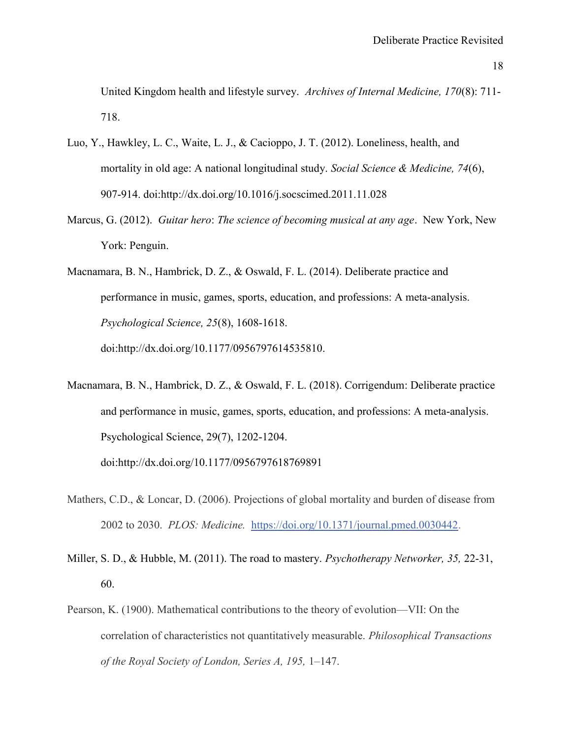United Kingdom health and lifestyle survey. *Archives of Internal Medicine, 170*(8): 711-718.

Luo, Y., Hawkley, L. C., Waite, L. J., & Cacioppo, J. T. (2012). Loneliness, health, and mortality in old age: A national longitudinal study. *Social Science & Medicine, 74*(6), 907-914. doi:http://dx.doi.org/10.1016/j.socscimed.2011.11.028

Marcus, G. (2012). *Guitar hero*: *The science of becoming musical at any age*. New York, New York: Penguin.

Macnamara, B. N., Hambrick, D. Z., & Oswald, F. L. (2014). Deliberate practice and performance in music, games, sports, education, and professions: A meta-analysis. *Psychological Science, 25*(8), 1608-1618. doi:http://dx.doi.org/10.1177/0956797614535810.

Macnamara, B. N., Hambrick, D. Z., & Oswald, F. L. (2018). Corrigendum: Deliberate practice and performance in music, games, sports, education, and professions: A meta-analysis. Psychological Science, 29(7), 1202-1204. doi:http://dx.doi.org/10.1177/0956797618769891

Mathers, C.D., & Loncar, D. (2006). Projections of global mortality and burden of disease from 2002 to 2030. *PLOS: Medicine.* https://doi.org/10.1371/journal.pmed.0030442.

Miller, S. D., & Hubble, M. (2011). The road to mastery. *Psychotherapy Networker, 35,* 22-31, 60.

Pearson, K. (1900). Mathematical contributions to the theory of evolution—VII: On the correlation of characteristics not quantitatively measurable. *Philosophical Transactions of the Royal Society of London, Series A, 195,* 1–147.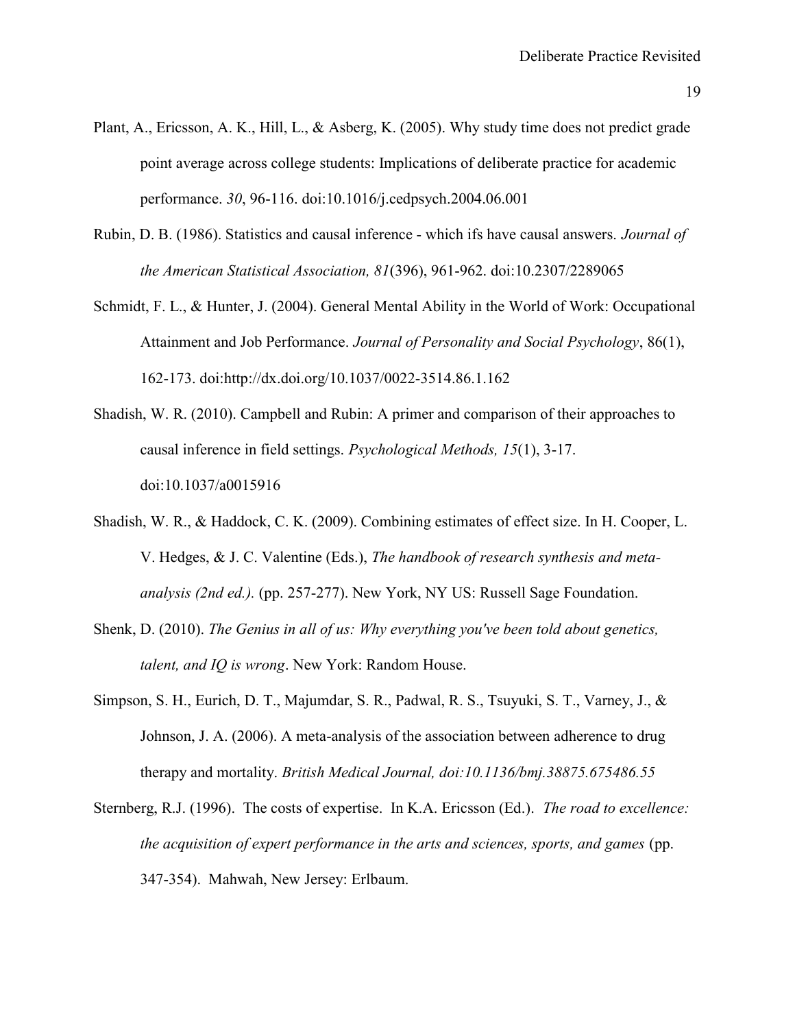Plant, A., Ericsson, A. K., Hill, L., & Asberg, K. (2005). Why study time does not predict grade point average across college students: Implications of deliberate practice for academic performance. *30*, 96-116. doi:10.1016/j.cedpsych.2004.06.001

Rubin, D. B. (1986). Statistics and causal inference - which ifs have causal answers. *Journal of the American Statistical Association, 81*(396), 961-962. doi:10.2307/2289065

Schmidt, F. L., & Hunter, J. (2004). General Mental Ability in the World of Work: Occupational Attainment and Job Performance. *Journal of Personality and Social Psychology*, 86(1), 162-173. doi:http://dx.doi.org/10.1037/0022-3514.86.1.162

Shadish, W. R. (2010). Campbell and Rubin: A primer and comparison of their approaches to causal inference in field settings. *Psychological Methods, 15*(1), 3-17. doi:10.1037/a0015916

Shadish, W. R., & Haddock, C. K. (2009). Combining estimates of effect size. In H. Cooper, L. V. Hedges, & J. C. Valentine (Eds.), *The handbook of research synthesis and meta-analysis (2nd ed.).* (pp. 257-277). New York, NY US: Russell Sage Foundation.

Shenk, D. (2010). *The Genius in all of us: Why everything you've been told about genetics, talent, and IQ is wrong*. New York: Random House.

Simpson, S. H., Eurich, D. T., Majumdar, S. R., Padwal, R. S., Tsuyuki, S. T., Varney, J., & Johnson, J. A. (2006). A meta-analysis of the association between adherence to drug therapy and mortality. *British Medical Journal, doi:10.1136/bmj.38875.675486.55*

Sternberg, R.J. (1996). The costs of expertise. In K.A. Ericsson (Ed.). *The road to excellence: the acquisition of expert performance in the arts and sciences, sports, and games* (pp. 347-354). Mahwah, New Jersey: Erlbaum.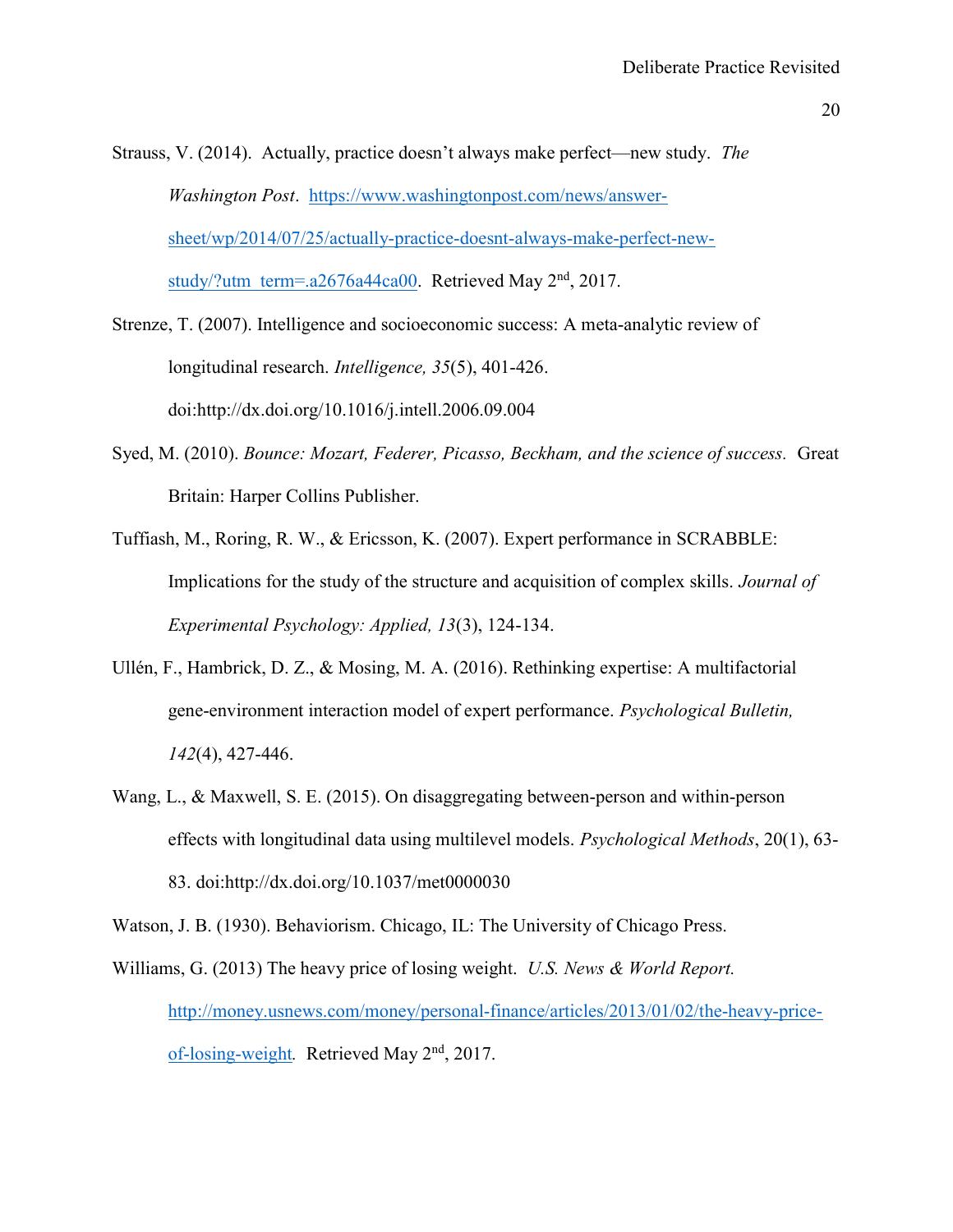Strauss, V. (2014). Actually, practice doesn't always make perfect—new study. *The Washington Post*. https://www.washingtonpost.com/news/answer-sheet/wp/2014/07/25/actually-practice-doesnt-always-make-perfect-new-study/?utm_term=.a2676a44ca00. Retrieved May 2nd, 2017.

Strenze, T. (2007). Intelligence and socioeconomic success: A meta-analytic review of longitudinal research. *Intelligence, 35*(5), 401-426. doi:http://dx.doi.org/10.1016/j.intell.2006.09.004

Syed, M. (2010). *Bounce: Mozart, Federer, Picasso, Beckham, and the science of success.* Great Britain: Harper Collins Publisher.

Tuffiash, M., Roring, R. W., & Ericsson, K. (2007). Expert performance in SCRABBLE: Implications for the study of the structure and acquisition of complex skills. *Journal of Experimental Psychology: Applied, 13*(3), 124-134.

Ullén, F., Hambrick, D. Z., & Mosing, M. A. (2016). Rethinking expertise: A multifactorial gene-environment interaction model of expert performance. *Psychological Bulletin, 142*(4), 427-446.

Wang, L., & Maxwell, S. E. (2015). On disaggregating between-person and within-person effects with longitudinal data using multilevel models. *Psychological Methods*, 20(1), 63-83. doi:http://dx.doi.org/10.1037/met0000030

Watson, J. B. (1930). Behaviorism. Chicago, IL: The University of Chicago Press.

Williams, G. (2013) The heavy price of losing weight. *U.S. News & World Report.* http://money.usnews.com/money/personal-finance/articles/2013/01/02/the-heavy-price-of-losing-weight. Retrieved May 2nd, 2017.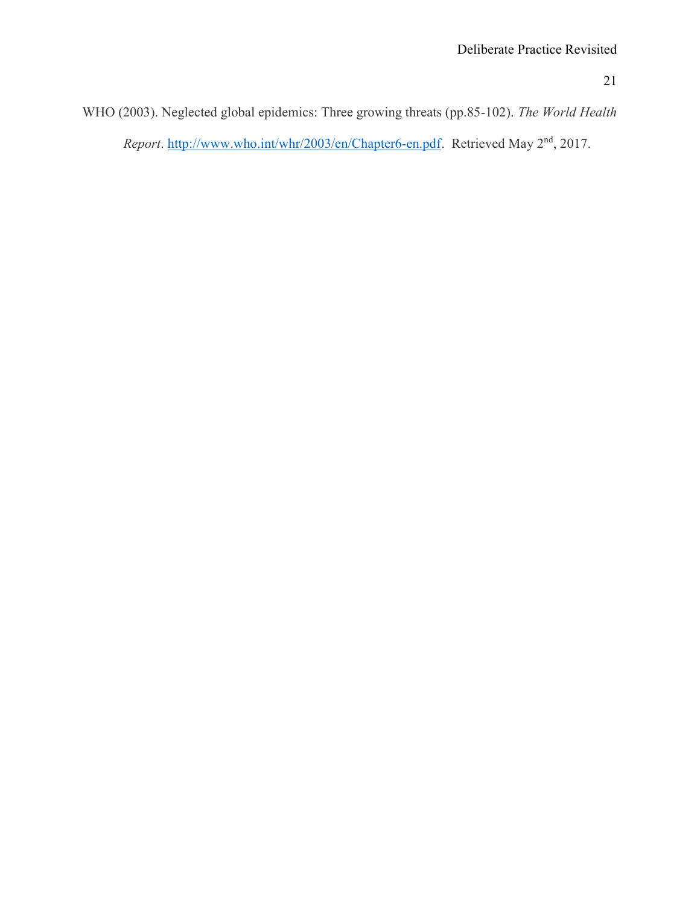WHO (2003). Neglected global epidemics: Three growing threats (pp.85-102). *The World Health Report*. http://www.who.int/whr/2003/en/Chapter6-en.pdf. Retrieved May 2nd, 2017.